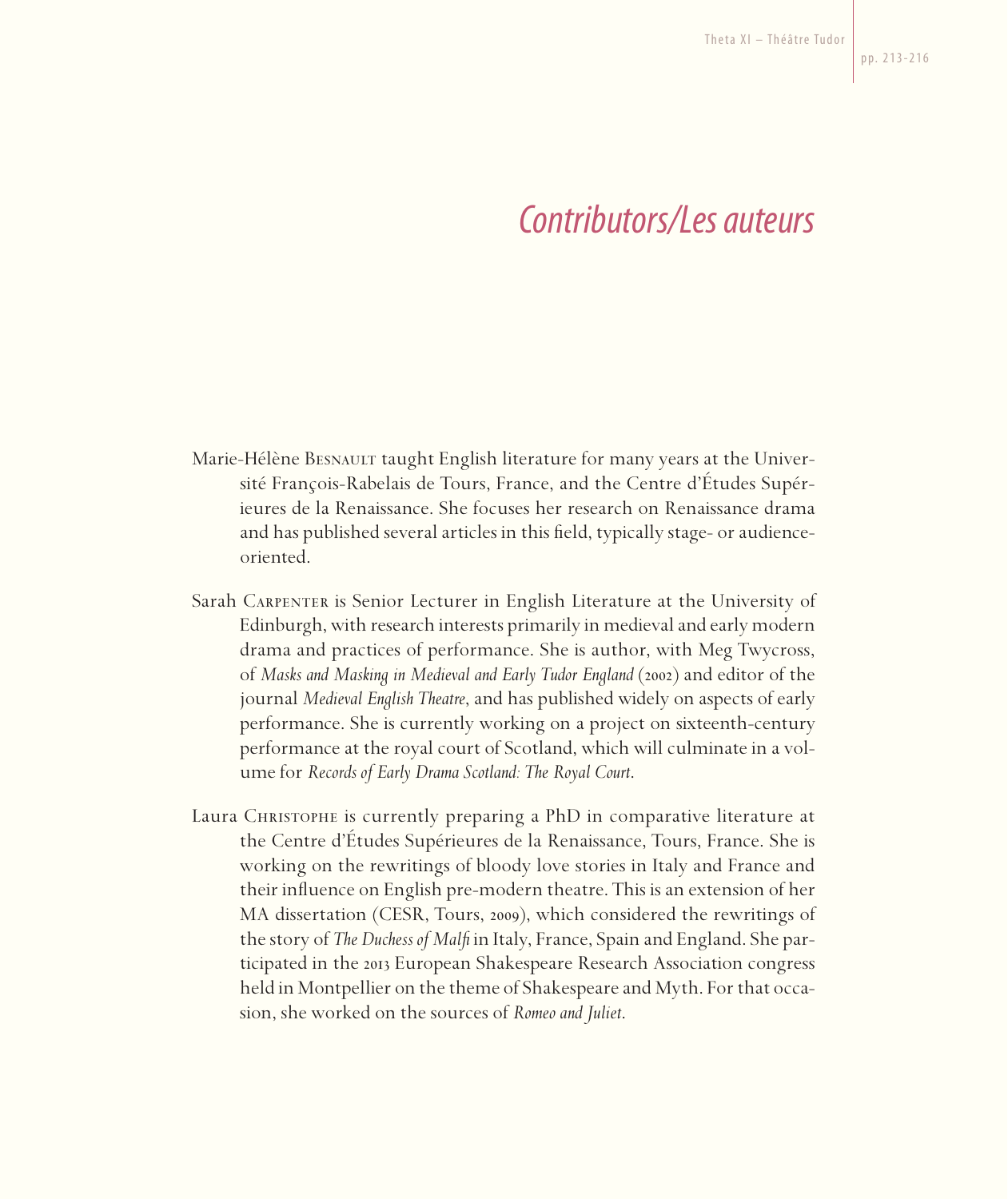# *Contributors/Les auteurs*

Marie-Hélène Besnault taught English literature for many years at the Université François-Rabelais de Tours, France, and the Centre d'Études Supérieures de la Renaissance. She focuses her research on Renaissance drama and has published several articles in this field, typically stage- or audience-oriented.

Sarah Carpenter is Senior Lecturer in English Literature at the University of Edinburgh, with research interests primarily in medieval and early modern drama and practices of performance. She is author, with Meg Twycross, of *Masks and Masking in Medieval and Early Tudor England* (2002) and editor of the journal *Medieval English Theatre*, and has published widely on aspects of early performance. She is currently working on a project on sixteenth-century performance at the royal court of Scotland, which will culminate in a volume for *Records of Early Drama Scotland: The Royal Court*.

Laura Christophe is currently preparing a PhD in comparative literature at the Centre d'Études Supérieures de la Renaissance, Tours, France. She is working on the rewritings of bloody love stories in Italy and France and their influence on English pre-modern theatre. This is an extension of her MA dissertation (CESR, Tours, 2009), which considered the rewritings of the story of *The Duchess of Malfi* in Italy, France, Spain and England. She participated in the 2013 European Shakespeare Research Association congress held in Montpellier on the theme of Shakespeare and Myth. For that occasion, she worked on the sources of *Romeo and Juliet*.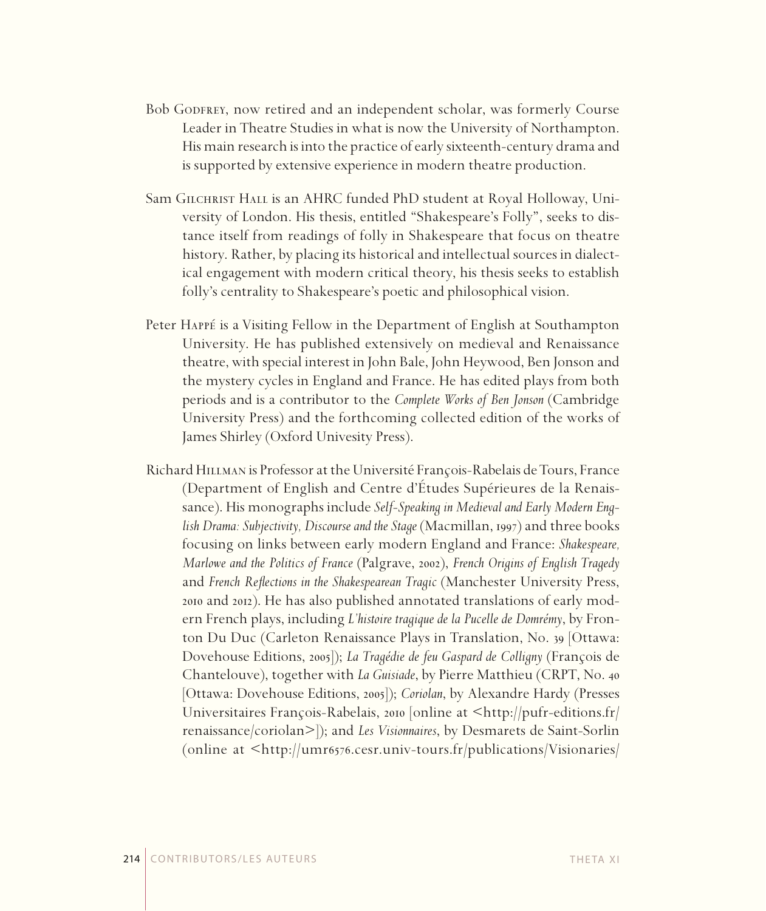Bob Godfrey, now retired and an independent scholar, was formerly Course Leader in Theatre Studies in what is now the University of Northampton. His main research is into the practice of early sixteenth-century drama and is supported by extensive experience in modern theatre production.

Sam Gilchrist Hall is an AHRC funded PhD student at Royal Holloway, University of London. His thesis, entitled "Shakespeare's Folly", seeks to distance itself from readings of folly in Shakespeare that focus on theatre history. Rather, by placing its historical and intellectual sources in dialectical engagement with modern critical theory, his thesis seeks to establish folly's centrality to Shakespeare's poetic and philosophical vision.

Peter Happé is a Visiting Fellow in the Department of English at Southampton University. He has published extensively on medieval and Renaissance theatre, with special interest in John Bale, John Heywood, Ben Jonson and the mystery cycles in England and France. He has edited plays from both periods and is a contributor to the *Complete Works of Ben Jonson* (Cambridge University Press) and the forthcoming collected edition of the works of James Shirley (Oxford Univesity Press).

Richard Hillman is Professor at the Université François-Rabelais de Tours, France (Department of English and Centre d'Études Supérieures de la Renaissance). His monographs include *Self-Speaking in Medieval and Early Modern English Drama: Subjectivity, Discourse and the Stage* (Macmillan, 1997) and three books focusing on links between early modern England and France: *Shakespeare, Marlowe and the Politics of France* (Palgrave, 2002), *French Origins of English Tragedy* and *French Reflections in the Shakespearean Tragic* (Manchester University Press, 2010 and 2012). He has also published annotated translations of early modern French plays, including *L'histoire tragique de la Pucelle de Domrémy*, by Fronton Du Duc (Carleton Renaissance Plays in Translation, No. 39 [Ottawa: Dovehouse Editions, 2005]); *La Tragédie de feu Gaspard de Colligny* (François de Chantelouve), together with *La Guisiade*, by Pierre Matthieu (CRPT, No. 40 [Ottawa: Dovehouse Editions, 2005]); *Coriolan*, by Alexandre Hardy (Presses Universitaires François-Rabelais, 2010 [online at <http://pufr-editions.fr/renaissance/coriolan>]); and *Les Visionnaires*, by Desmarets de Saint-Sorlin (online at <http://umr6576.cesr.univ-tours.fr/publications/Visionaries/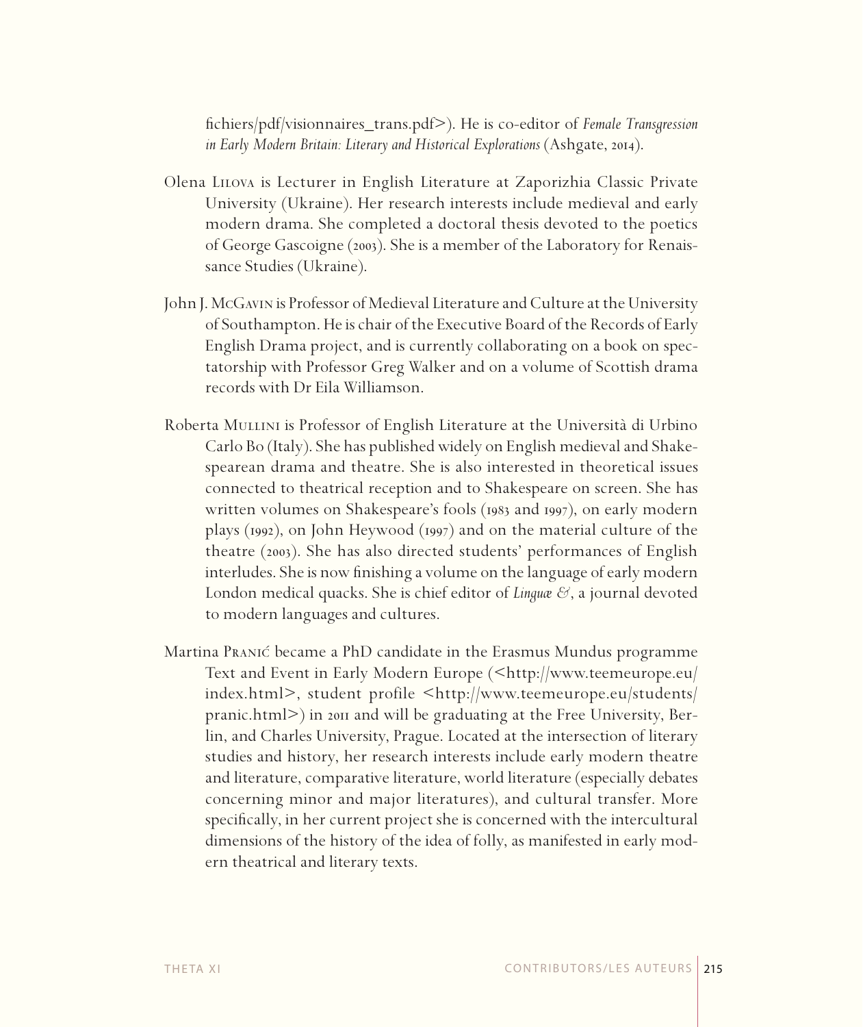fichiers/pdf/visionnaires_trans.pdf>). He is co-editor of *Female Transgression in Early Modern Britain: Literary and Historical Explorations* (Ashgate, 2014).

Olena Lilova is Lecturer in English Literature at Zaporizhia Classic Private University (Ukraine). Her research interests include medieval and early modern drama. She completed a doctoral thesis devoted to the poetics of George Gascoigne (2003). She is a member of the Laboratory for Renaissance Studies (Ukraine).

John J. McGavin is Professor of Medieval Literature and Culture at the University of Southampton. He is chair of the Executive Board of the Records of Early English Drama project, and is currently collaborating on a book on spectatorship with Professor Greg Walker and on a volume of Scottish drama records with Dr Eila Williamson.

Roberta Mullini is Professor of English Literature at the Università di Urbino Carlo Bo (Italy). She has published widely on English medieval and Shakespearean drama and theatre. She is also interested in theoretical issues connected to theatrical reception and to Shakespeare on screen. She has written volumes on Shakespeare's fools (1983 and 1997), on early modern plays (1992), on John Heywood (1997) and on the material culture of the theatre (2003). She has also directed students' performances of English interludes. She is now finishing a volume on the language of early modern London medical quacks. She is chief editor of *Linguæ &*, a journal devoted to modern languages and cultures.

Martina Pranić became a PhD candidate in the Erasmus Mundus programme Text and Event in Early Modern Europe (<http://www.teemeurope.eu/index.html>, student profile <http://www.teemeurope.eu/students/pranic.html>) in 2011 and will be graduating at the Free University, Berlin, and Charles University, Prague. Located at the intersection of literary studies and history, her research interests include early modern theatre and literature, comparative literature, world literature (especially debates concerning minor and major literatures), and cultural transfer. More specifically, in her current project she is concerned with the intercultural dimensions of the history of the idea of folly, as manifested in early modern theatrical and literary texts.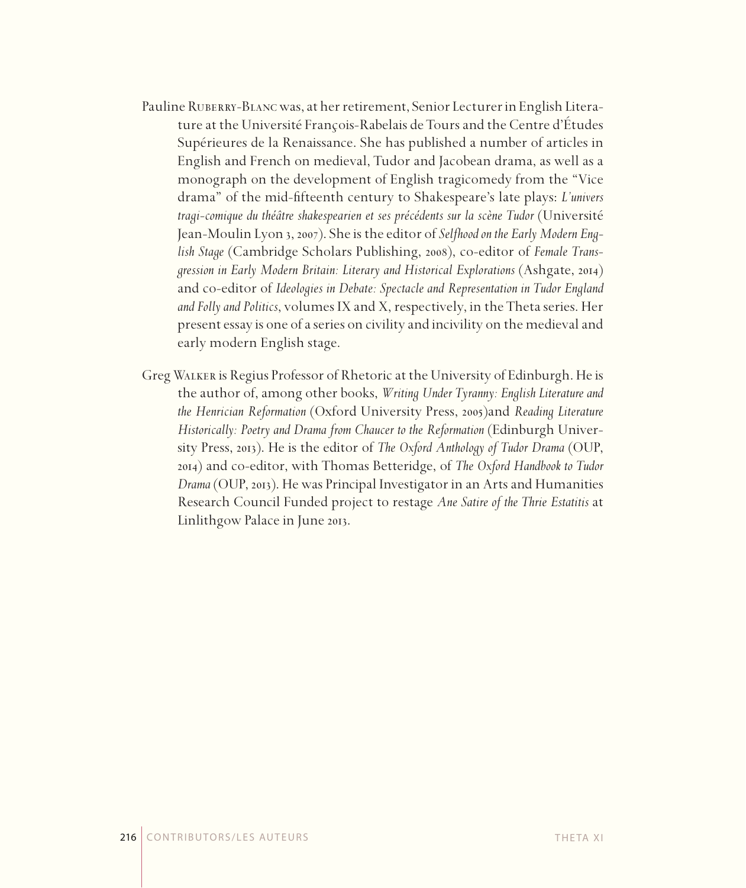Pauline Ruberry-Blanc was, at her retirement, Senior Lecturer in English Literature at the Université François-Rabelais de Tours and the Centre d'Études Supérieures de la Renaissance. She has published a number of articles in English and French on medieval, Tudor and Jacobean drama, as well as a monograph on the development of English tragicomedy from the "Vice drama" of the mid-fifteenth century to Shakespeare's late plays: *L'univers tragi-comique du théâtre shakespearien et ses précédents sur la scène Tudor* (Université Jean-Moulin Lyon 3, 2007). She is the editor of *Selfhood on the Early Modern English Stage* (Cambridge Scholars Publishing, 2008), co-editor of *Female Transgression in Early Modern Britain: Literary and Historical Explorations* (Ashgate, 2014) and co-editor of *Ideologies in Debate: Spectacle and Representation in Tudor England and Folly and Politics*, volumes IX and X, respectively, in the Theta series. Her present essay is one of a series on civility and incivility on the medieval and early modern English stage.

Greg Walker is Regius Professor of Rhetoric at the University of Edinburgh. He is the author of, among other books, *Writing Under Tyranny: English Literature and the Henrician Reformation* (Oxford University Press, 2005)and *Reading Literature Historically: Poetry and Drama from Chaucer to the Reformation* (Edinburgh University Press, 2013). He is the editor of *The Oxford Anthology of Tudor Drama* (OUP, 2014) and co-editor, with Thomas Betteridge, of *The Oxford Handbook to Tudor Drama* (OUP, 2013). He was Principal Investigator in an Arts and Humanities Research Council Funded project to restage *Ane Satire of the Thrie Estatitis* at Linlithgow Palace in June 2013.